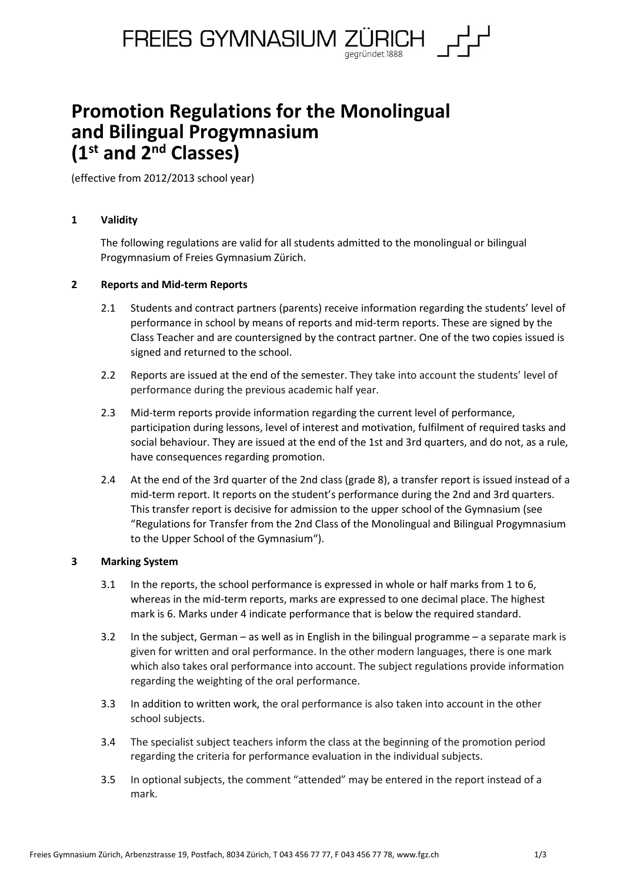FREIES GYMNASIUM ZÜRICH
gegründet 1888

# Promotion Regulations for the Monolingual and Bilingual Progymnasium (1st and 2nd Classes)

(effective from 2012/2013 school year)

## 1 Validity

The following regulations are valid for all students admitted to the monolingual or bilingual Progymnasium of Freies Gymnasium Zürich.

## 2 Reports and Mid-term Reports

2.1 Students and contract partners (parents) receive information regarding the students' level of performance in school by means of reports and mid-term reports. These are signed by the Class Teacher and are countersigned by the contract partner. One of the two copies issued is signed and returned to the school.

2.2 Reports are issued at the end of the semester. They take into account the students' level of performance during the previous academic half year.

2.3 Mid-term reports provide information regarding the current level of performance, participation during lessons, level of interest and motivation, fulfilment of required tasks and social behaviour. They are issued at the end of the 1st and 3rd quarters, and do not, as a rule, have consequences regarding promotion.

2.4 At the end of the 3rd quarter of the 2nd class (grade 8), a transfer report is issued instead of a mid-term report. It reports on the student's performance during the 2nd and 3rd quarters. This transfer report is decisive for admission to the upper school of the Gymnasium (see "Regulations for Transfer from the 2nd Class of the Monolingual and Bilingual Progymnasium to the Upper School of the Gymnasium").

## 3 Marking System

3.1 In the reports, the school performance is expressed in whole or half marks from 1 to 6, whereas in the mid-term reports, marks are expressed to one decimal place. The highest mark is 6. Marks under 4 indicate performance that is below the required standard.

3.2 In the subject, German – as well as in English in the bilingual programme – a separate mark is given for written and oral performance. In the other modern languages, there is one mark which also takes oral performance into account. The subject regulations provide information regarding the weighting of the oral performance.

3.3 In addition to written work, the oral performance is also taken into account in the other school subjects.

3.4 The specialist subject teachers inform the class at the beginning of the promotion period regarding the criteria for performance evaluation in the individual subjects.

3.5 In optional subjects, the comment "attended" may be entered in the report instead of a mark.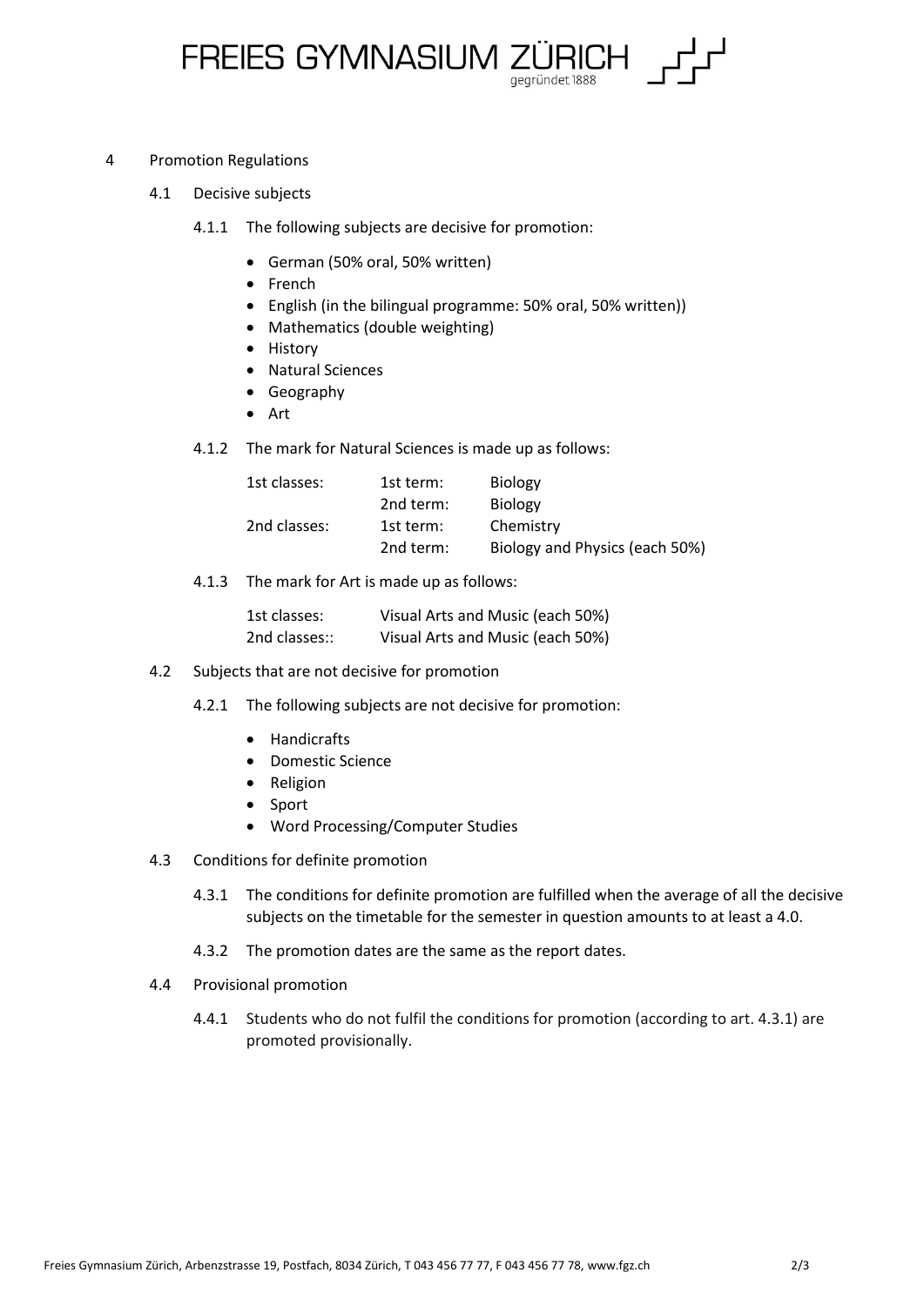## 4 Promotion Regulations

### 4.1 Decisive subjects

4.1.1 The following subjects are decisive for promotion:

- German (50% oral, 50% written)
- French
- English (in the bilingual programme: 50% oral, 50% written))
- Mathematics (double weighting)
- History
- Natural Sciences
- Geography
- Art

4.1.2 The mark for Natural Sciences is made up as follows:

| | | |
|---|---|---|
| 1st classes: | 1st term: | Biology |
| | 2nd term: | Biology |
| 2nd classes: | 1st term: | Chemistry |
| | 2nd term: | Biology and Physics (each 50%) |

4.1.3 The mark for Art is made up as follows:

| | |
|---|---|
| 1st classes: | Visual Arts and Music (each 50%) |
| 2nd classes:: | Visual Arts and Music (each 50%) |

### 4.2 Subjects that are not decisive for promotion

4.2.1 The following subjects are not decisive for promotion:

- Handicrafts
- Domestic Science
- Religion
- Sport
- Word Processing/Computer Studies

### 4.3 Conditions for definite promotion

4.3.1 The conditions for definite promotion are fulfilled when the average of all the decisive subjects on the timetable for the semester in question amounts to at least a 4.0.

4.3.2 The promotion dates are the same as the report dates.

### 4.4 Provisional promotion

4.4.1 Students who do not fulfil the conditions for promotion (according to art. 4.3.1) are promoted provisionally.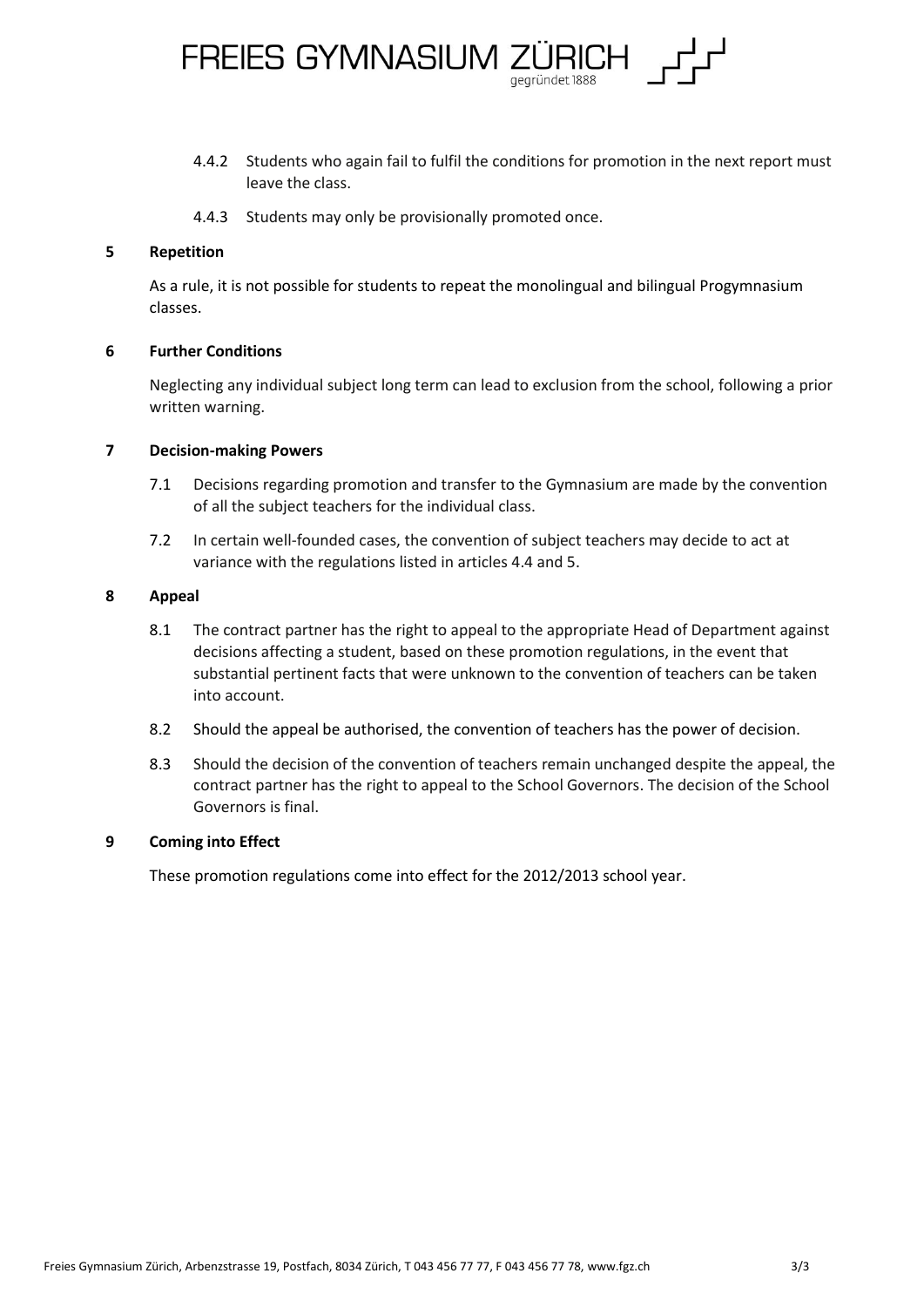4.4.2 Students who again fail to fulfil the conditions for promotion in the next report must leave the class.

4.4.3 Students may only be provisionally promoted once.

## 5 Repetition

As a rule, it is not possible for students to repeat the monolingual and bilingual Progymnasium classes.

## 6 Further Conditions

Neglecting any individual subject long term can lead to exclusion from the school, following a prior written warning.

## 7 Decision-making Powers

7.1 Decisions regarding promotion and transfer to the Gymnasium are made by the convention of all the subject teachers for the individual class.

7.2 In certain well-founded cases, the convention of subject teachers may decide to act at variance with the regulations listed in articles 4.4 and 5.

## 8 Appeal

8.1 The contract partner has the right to appeal to the appropriate Head of Department against decisions affecting a student, based on these promotion regulations, in the event that substantial pertinent facts that were unknown to the convention of teachers can be taken into account.

8.2 Should the appeal be authorised, the convention of teachers has the power of decision.

8.3 Should the decision of the convention of teachers remain unchanged despite the appeal, the contract partner has the right to appeal to the School Governors. The decision of the School Governors is final.

## 9 Coming into Effect

These promotion regulations come into effect for the 2012/2013 school year.